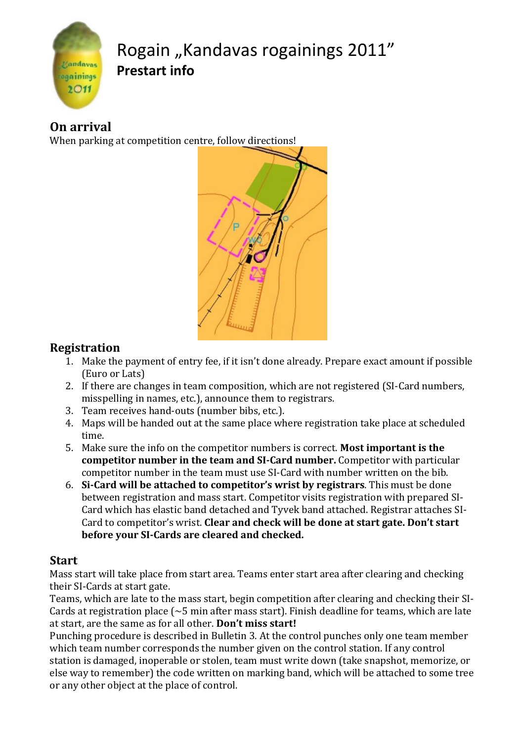# Rogain „Kandavas rogainings 2011"

**Prestart info**

## On arrival

When parking at competition centre, follow directions!

## Registration

1. Make the payment of entry fee, if it isn't done already. Prepare exact amount if possible (Euro or Lats)
2. If there are changes in team composition, which are not registered (SI-Card numbers, misspelling in names, etc.), announce them to registrars.
3. Team receives hand-outs (number bibs, etc.).
4. Maps will be handed out at the same place where registration take place at scheduled time.
5. Make sure the info on the competitor numbers is correct. **Most important is the competitor number in the team and SI-Card number.** Competitor with particular competitor number in the team must use SI-Card with number written on the bib.
6. **Si-Card will be attached to competitor's wrist by registrars**. This must be done between registration and mass start. Competitor visits registration with prepared SI-Card which has elastic band detached and Tyvek band attached. Registrar attaches SI-Card to competitor's wrist. **Clear and check will be done at start gate. Don't start before your SI-Cards are cleared and checked.**

## Start

Mass start will take place from start area. Teams enter start area after clearing and checking their SI-Cards at start gate.

Teams, which are late to the mass start, begin competition after clearing and checking their SI-Cards at registration place (~5 min after mass start). Finish deadline for teams, which are late at start, are the same as for all other. **Don't miss start!**

Punching procedure is described in Bulletin 3. At the control punches only one team member which team number corresponds the number given on the control station. If any control station is damaged, inoperable or stolen, team must write down (take snapshot, memorize, or else way to remember) the code written on marking band, which will be attached to some tree or any other object at the place of control.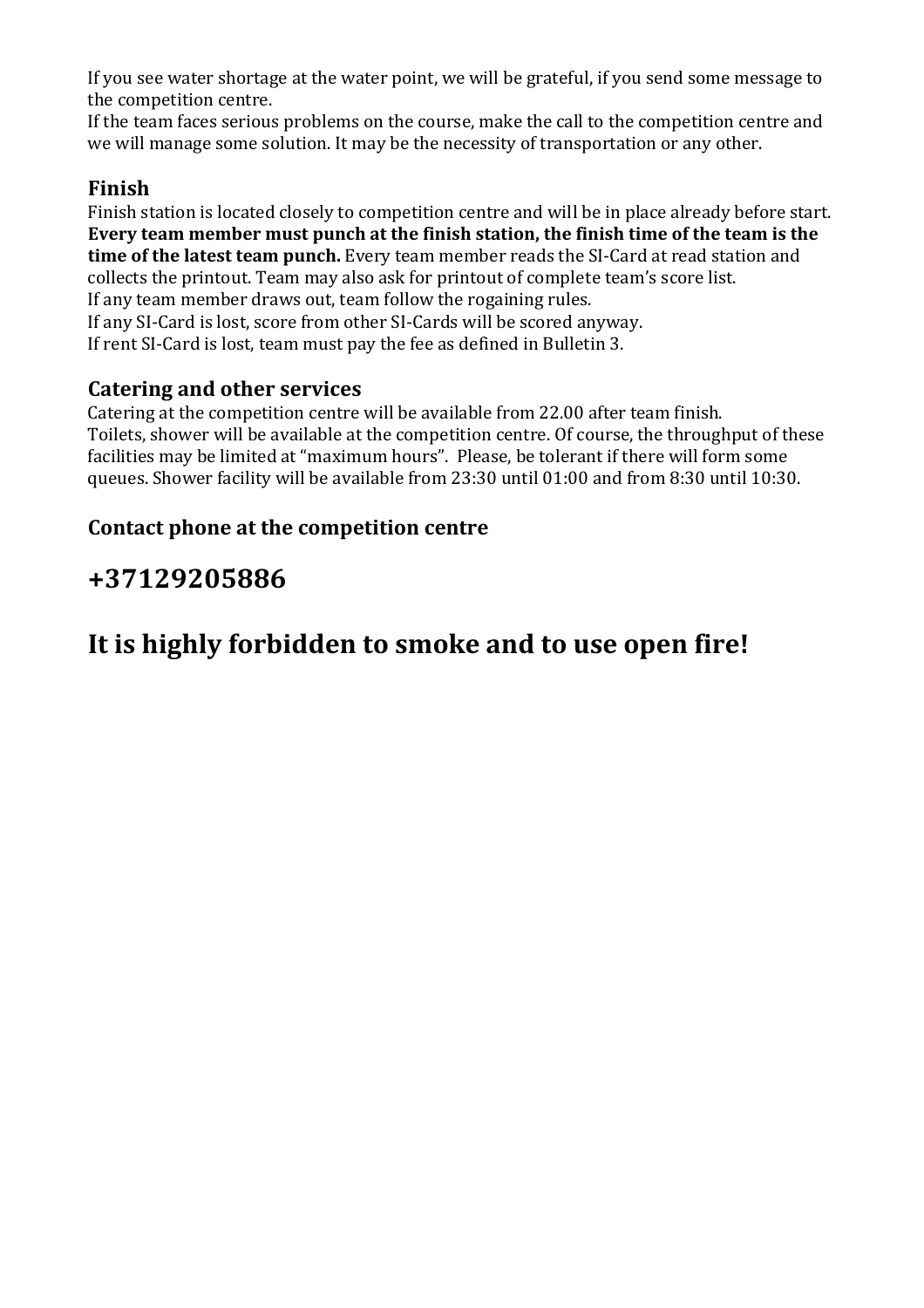If you see water shortage at the water point, we will be grateful, if you send some message to the competition centre.
If the team faces serious problems on the course, make the call to the competition centre and we will manage some solution. It may be the necessity of transportation or any other.

### Finish

Finish station is located closely to competition centre and will be in place already before start. **Every team member must punch at the finish station, the finish time of the team is the time of the latest team punch.** Every team member reads the SI-Card at read station and collects the printout. Team may also ask for printout of complete team's score list.
If any team member draws out, team follow the rogaining rules.
If any SI-Card is lost, score from other SI-Cards will be scored anyway.
If rent SI-Card is lost, team must pay the fee as defined in Bulletin 3.

### Catering and other services

Catering at the competition centre will be available from 22.00 after team finish.
Toilets, shower will be available at the competition centre. Of course, the throughput of these facilities may be limited at "maximum hours". Please, be tolerant if there will form some queues. Shower facility will be available from 23:30 until 01:00 and from 8:30 until 10:30.

### Contact phone at the competition centre

## +37129205886

## It is highly forbidden to smoke and to use open fire!